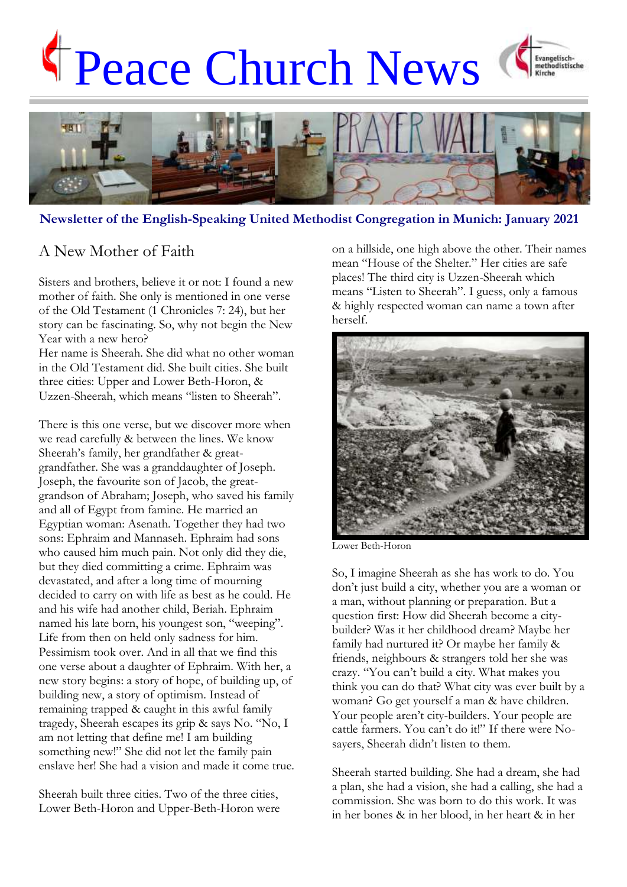# Peace Church News

**Newsletter of the English-Speaking United Methodist Congregation in Munich: January 2021**

## A New Mother of Faith

Sisters and brothers, believe it or not: I found a new mother of faith. She only is mentioned in one verse of the Old Testament (1 Chronicles 7: 24), but her story can be fascinating. So, why not begin the New Year with a new hero?

Her name is Sheerah. She did what no other woman in the Old Testament did. She built cities. She built three cities: Upper and Lower Beth-Horon, & Uzzen-Sheerah, which means "listen to Sheerah".

There is this one verse, but we discover more when we read carefully & between the lines. We know Sheerah's family, her grandfather & great-grandfather. She was a granddaughter of Joseph. Joseph, the favourite son of Jacob, the great-grandson of Abraham; Joseph, who saved his family and all of Egypt from famine. He married an Egyptian woman: Asenath. Together they had two sons: Ephraim and Mannaseh. Ephraim had sons who caused him much pain. Not only did they die, but they died committing a crime. Ephraim was devastated, and after a long time of mourning decided to carry on with life as best as he could. He and his wife had another child, Beriah. Ephraim named his late born, his youngest son, "weeping". Life from then on held only sadness for him. Pessimism took over. And in all that we find this one verse about a daughter of Ephraim. With her, a new story begins: a story of hope, of building up, of building new, a story of optimism. Instead of remaining trapped & caught in this awful family tragedy, Sheerah escapes its grip & says No. "No, I am not letting that define me! I am building something new!" She did not let the family pain enslave her! She had a vision and made it come true.

Sheerah built three cities. Two of the three cities, Lower Beth-Horon and Upper-Beth-Horon were on a hillside, one high above the other. Their names mean "House of the Shelter." Her cities are safe places! The third city is Uzzen-Sheerah which means "Listen to Sheerah". I guess, only a famous & highly respected woman can name a town after herself.

Lower Beth-Horon

So, I imagine Sheerah as she has work to do. You don't just build a city, whether you are a woman or a man, without planning or preparation. But a question first: How did Sheerah become a city-builder? Was it her childhood dream? Maybe her family had nurtured it? Or maybe her family & friends, neighbours & strangers told her she was crazy. "You can't build a city. What makes you think you can do that? What city was ever built by a woman? Go get yourself a man & have children. Your people aren't city-builders. Your people are cattle farmers. You can't do it!" If there were No-sayers, Sheerah didn't listen to them.

Sheerah started building. She had a dream, she had a plan, she had a vision, she had a calling, she had a commission. She was born to do this work. It was in her bones & in her blood, in her heart & in her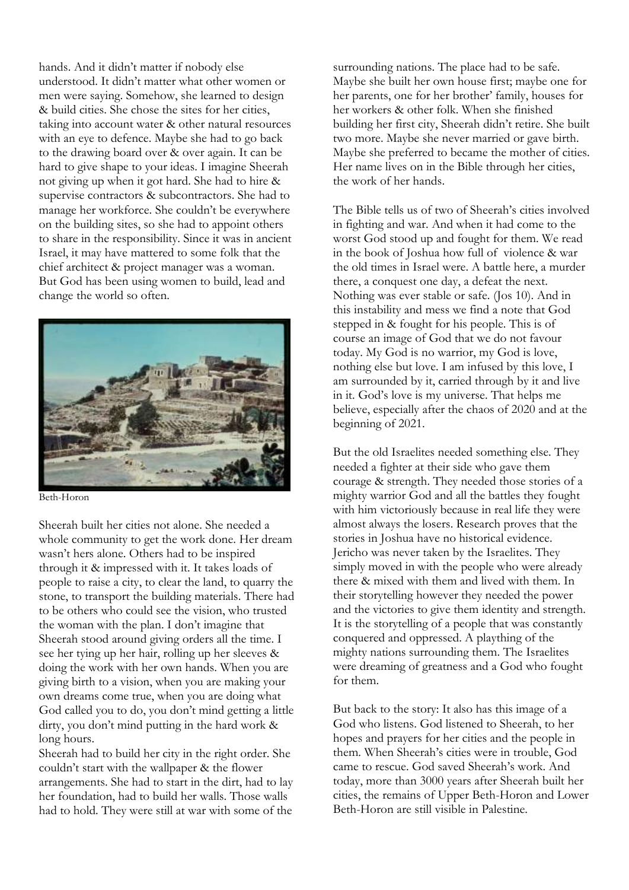hands. And it didn't matter if nobody else understood. It didn't matter what other women or men were saying. Somehow, she learned to design & build cities. She chose the sites for her cities, taking into account water & other natural resources with an eye to defence. Maybe she had to go back to the drawing board over & over again. It can be hard to give shape to your ideas. I imagine Sheerah not giving up when it got hard. She had to hire & supervise contractors & subcontractors. She had to manage her workforce. She couldn't be everywhere on the building sites, so she had to appoint others to share in the responsibility. Since it was in ancient Israel, it may have mattered to some folk that the chief architect & project manager was a woman. But God has been using women to build, lead and change the world so often.

Beth-Horon

Sheerah built her cities not alone. She needed a whole community to get the work done. Her dream wasn't hers alone. Others had to be inspired through it & impressed with it. It takes loads of people to raise a city, to clear the land, to quarry the stone, to transport the building materials. There had to be others who could see the vision, who trusted the woman with the plan. I don't imagine that Sheerah stood around giving orders all the time. I see her tying up her hair, rolling up her sleeves & doing the work with her own hands. When you are giving birth to a vision, when you are making your own dreams come true, when you are doing what God called you to do, you don't mind getting a little dirty, you don't mind putting in the hard work & long hours.

Sheerah had to build her city in the right order. She couldn't start with the wallpaper & the flower arrangements. She had to start in the dirt, had to lay her foundation, had to build her walls. Those walls had to hold. They were still at war with some of the surrounding nations. The place had to be safe. Maybe she built her own house first; maybe one for her parents, one for her brother' family, houses for her workers & other folk. When she finished building her first city, Sheerah didn't retire. She built two more. Maybe she never married or gave birth. Maybe she preferred to became the mother of cities. Her name lives on in the Bible through her cities, the work of her hands.

The Bible tells us of two of Sheerah's cities involved in fighting and war. And when it had come to the worst God stood up and fought for them. We read in the book of Joshua how full of violence & war the old times in Israel were. A battle here, a murder there, a conquest one day, a defeat the next. Nothing was ever stable or safe. (Jos 10). And in this instability and mess we find a note that God stepped in & fought for his people. This is of course an image of God that we do not favour today. My God is no warrior, my God is love, nothing else but love. I am infused by this love, I am surrounded by it, carried through by it and live in it. God's love is my universe. That helps me believe, especially after the chaos of 2020 and at the beginning of 2021.

But the old Israelites needed something else. They needed a fighter at their side who gave them courage & strength. They needed those stories of a mighty warrior God and all the battles they fought with him victoriously because in real life they were almost always the losers. Research proves that the stories in Joshua have no historical evidence. Jericho was never taken by the Israelites. They simply moved in with the people who were already there & mixed with them and lived with them. In their storytelling however they needed the power and the victories to give them identity and strength. It is the storytelling of a people that was constantly conquered and oppressed. A plaything of the mighty nations surrounding them. The Israelites were dreaming of greatness and a God who fought for them.

But back to the story: It also has this image of a God who listens. God listened to Sheerah, to her hopes and prayers for her cities and the people in them. When Sheerah's cities were in trouble, God came to rescue. God saved Sheerah's work. And today, more than 3000 years after Sheerah built her cities, the remains of Upper Beth-Horon and Lower Beth-Horon are still visible in Palestine.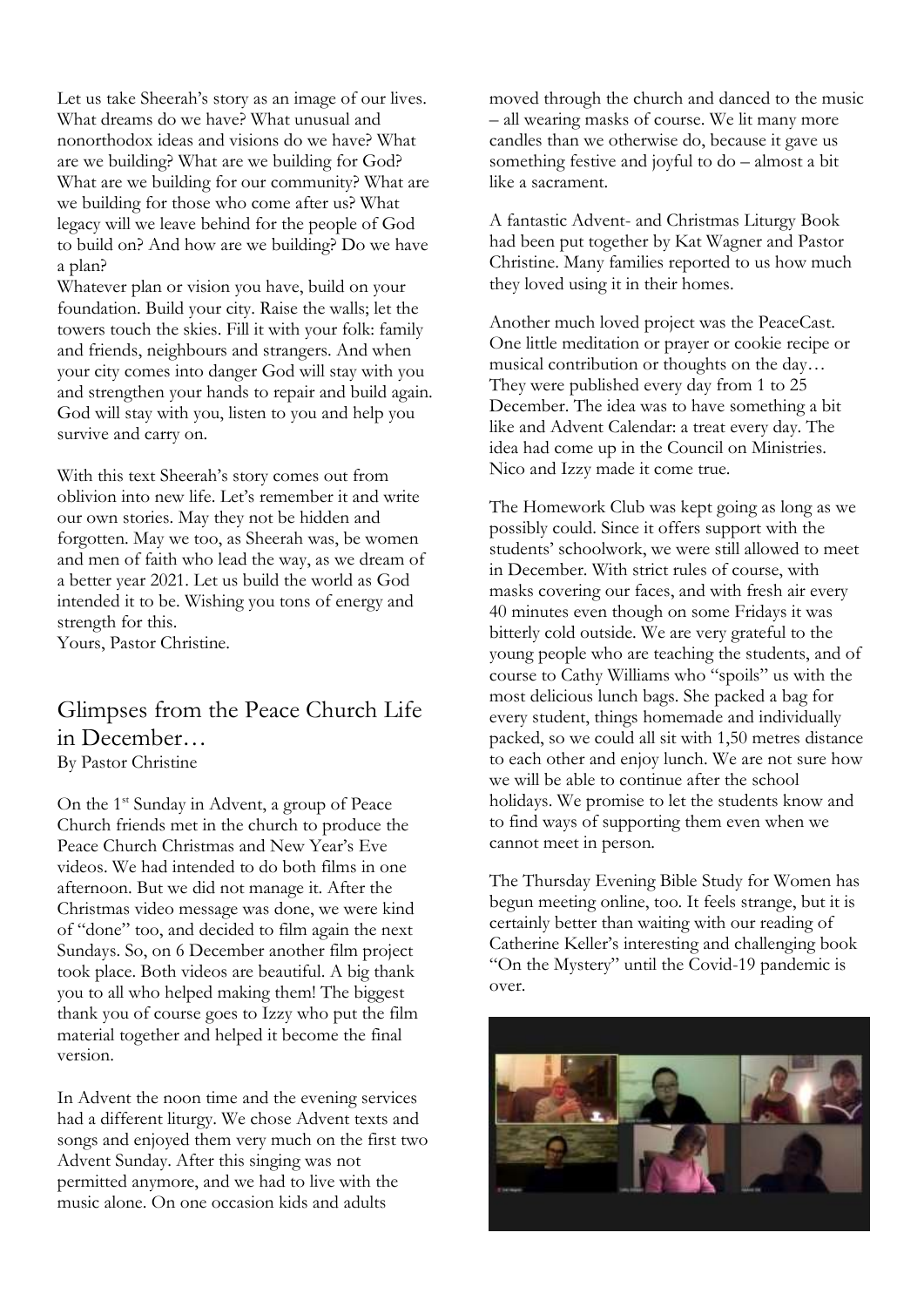Let us take Sheerah's story as an image of our lives. What dreams do we have? What unusual and nonorthodox ideas and visions do we have? What are we building? What are we building for God? What are we building for our community? What are we building for those who come after us? What legacy will we leave behind for the people of God to build on? And how are we building? Do we have a plan?

Whatever plan or vision you have, build on your foundation. Build your city. Raise the walls; let the towers touch the skies. Fill it with your folk: family and friends, neighbours and strangers. And when your city comes into danger God will stay with you and strengthen your hands to repair and build again. God will stay with you, listen to you and help you survive and carry on.

With this text Sheerah's story comes out from oblivion into new life. Let's remember it and write our own stories. May they not be hidden and forgotten. May we too, as Sheerah was, be women and men of faith who lead the way, as we dream of a better year 2021. Let us build the world as God intended it to be. Wishing you tons of energy and strength for this.

Yours, Pastor Christine.

## Glimpses from the Peace Church Life in December…

By Pastor Christine

On the 1st Sunday in Advent, a group of Peace Church friends met in the church to produce the Peace Church Christmas and New Year's Eve videos. We had intended to do both films in one afternoon. But we did not manage it. After the Christmas video message was done, we were kind of "done" too, and decided to film again the next Sundays. So, on 6 December another film project took place. Both videos are beautiful. A big thank you to all who helped making them! The biggest thank you of course goes to Izzy who put the film material together and helped it become the final version.

In Advent the noon time and the evening services had a different liturgy. We chose Advent texts and songs and enjoyed them very much on the first two Advent Sunday. After this singing was not permitted anymore, and we had to live with the music alone. On one occasion kids and adults moved through the church and danced to the music – all wearing masks of course. We lit many more candles than we otherwise do, because it gave us something festive and joyful to do – almost a bit like a sacrament.

A fantastic Advent- and Christmas Liturgy Book had been put together by Kat Wagner and Pastor Christine. Many families reported to us how much they loved using it in their homes.

Another much loved project was the PeaceCast. One little meditation or prayer or cookie recipe or musical contribution or thoughts on the day… They were published every day from 1 to 25 December. The idea was to have something a bit like and Advent Calendar: a treat every day. The idea had come up in the Council on Ministries. Nico and Izzy made it come true.

The Homework Club was kept going as long as we possibly could. Since it offers support with the students' schoolwork, we were still allowed to meet in December. With strict rules of course, with masks covering our faces, and with fresh air every 40 minutes even though on some Fridays it was bitterly cold outside. We are very grateful to the young people who are teaching the students, and of course to Cathy Williams who "spoils" us with the most delicious lunch bags. She packed a bag for every student, things homemade and individually packed, so we could all sit with 1,50 metres distance to each other and enjoy lunch. We are not sure how we will be able to continue after the school holidays. We promise to let the students know and to find ways of supporting them even when we cannot meet in person.

The Thursday Evening Bible Study for Women has begun meeting online, too. It feels strange, but it is certainly better than waiting with our reading of Catherine Keller's interesting and challenging book "On the Mystery" until the Covid-19 pandemic is over.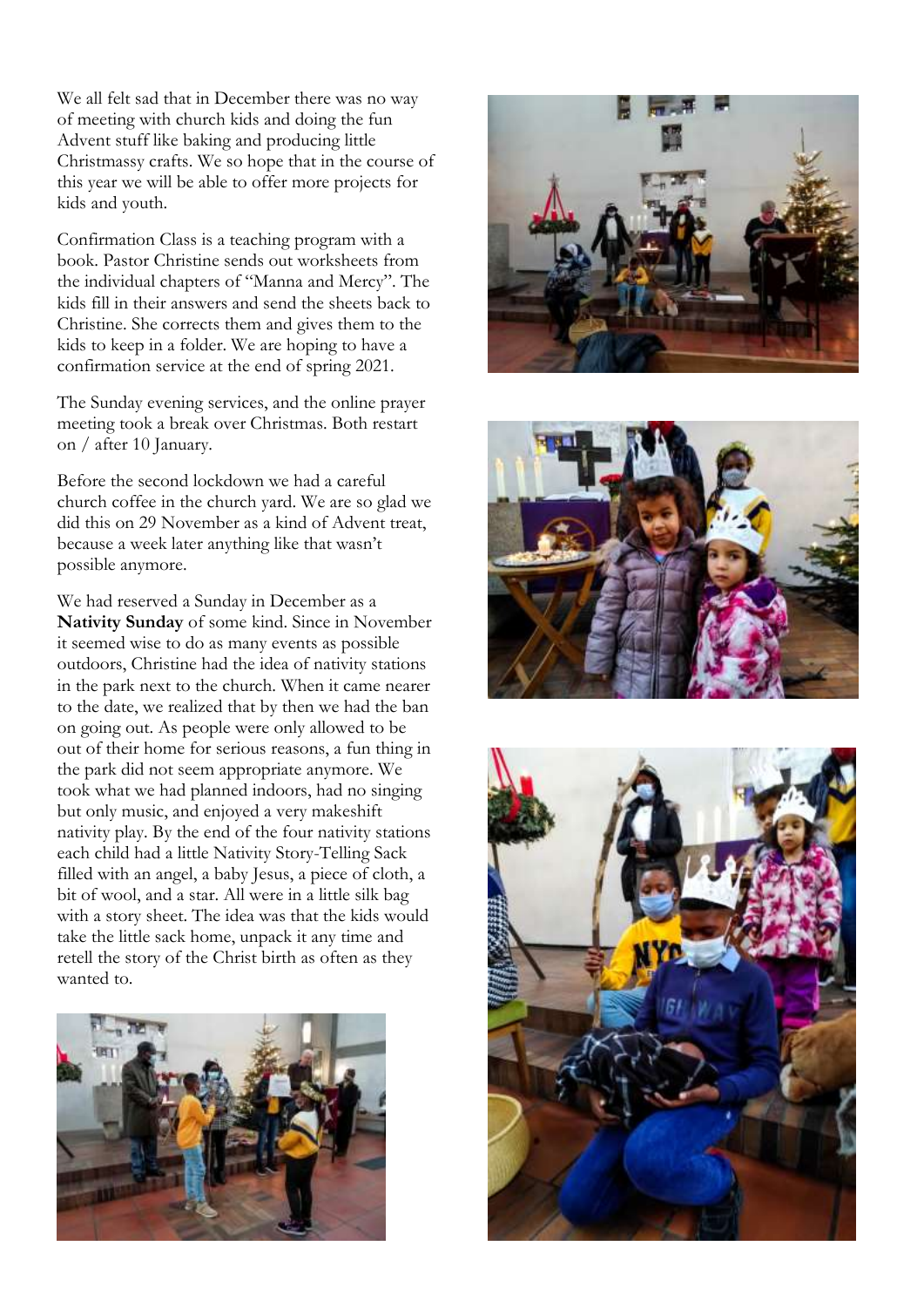We all felt sad that in December there was no way of meeting with church kids and doing the fun Advent stuff like baking and producing little Christmassy crafts. We so hope that in the course of this year we will be able to offer more projects for kids and youth.

Confirmation Class is a teaching program with a book. Pastor Christine sends out worksheets from the individual chapters of "Manna and Mercy". The kids fill in their answers and send the sheets back to Christine. She corrects them and gives them to the kids to keep in a folder. We are hoping to have a confirmation service at the end of spring 2021.

The Sunday evening services, and the online prayer meeting took a break over Christmas. Both restart on / after 10 January.

Before the second lockdown we had a careful church coffee in the church yard. We are so glad we did this on 29 November as a kind of Advent treat, because a week later anything like that wasn't possible anymore.

We had reserved a Sunday in December as a **Nativity Sunday** of some kind. Since in November it seemed wise to do as many events as possible outdoors, Christine had the idea of nativity stations in the park next to the church. When it came nearer to the date, we realized that by then we had the ban on going out. As people were only allowed to be out of their home for serious reasons, a fun thing in the park did not seem appropriate anymore. We took what we had planned indoors, had no singing but only music, and enjoyed a very makeshift nativity play. By the end of the four nativity stations each child had a little Nativity Story-Telling Sack filled with an angel, a baby Jesus, a piece of cloth, a bit of wool, and a star. All were in a little silk bag with a story sheet. The idea was that the kids would take the little sack home, unpack it any time and retell the story of the Christ birth as often as they wanted to.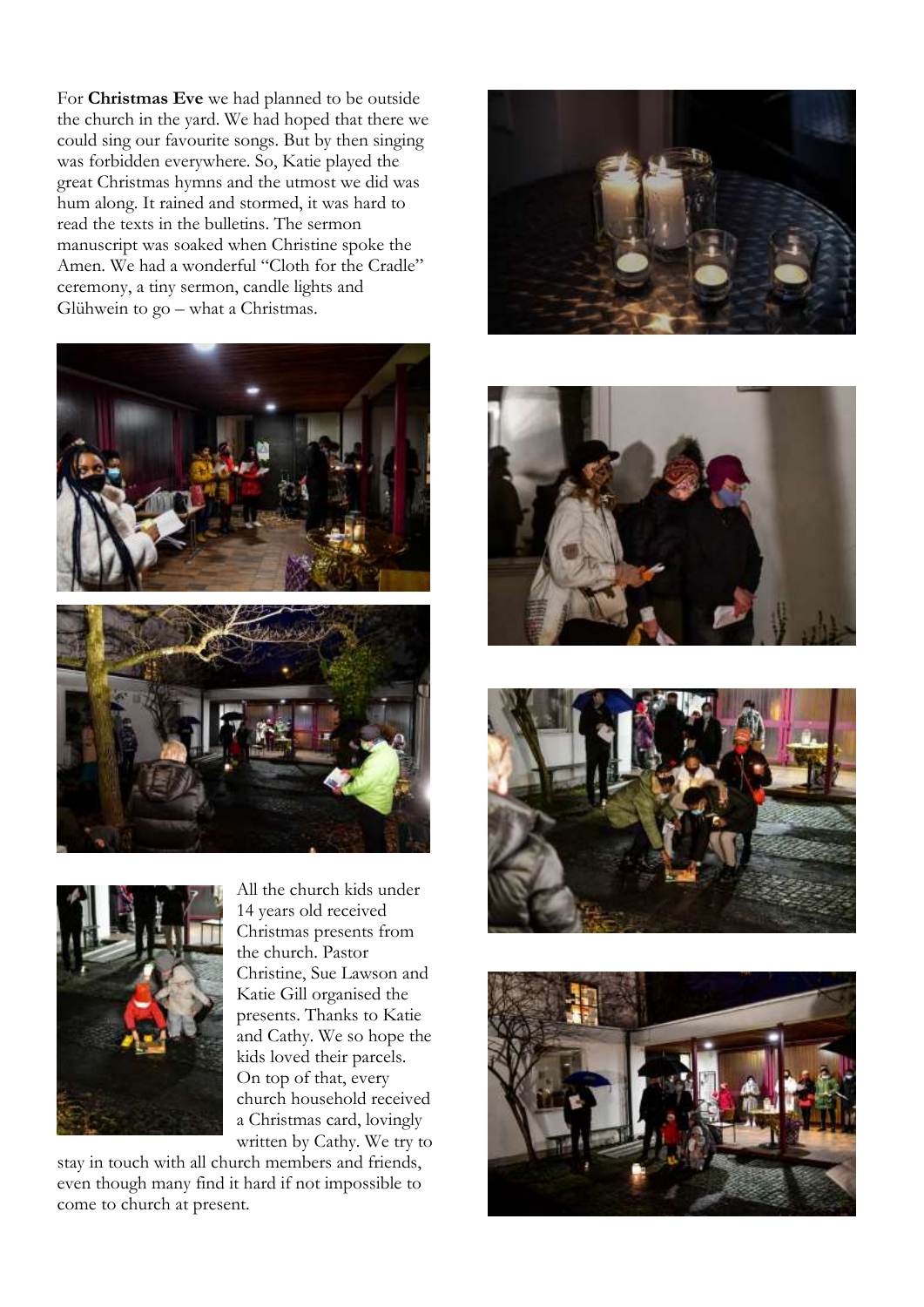For **Christmas Eve** we had planned to be outside the church in the yard. We had hoped that there we could sing our favourite songs. But by then singing was forbidden everywhere. So, Katie played the great Christmas hymns and the utmost we did was hum along. It rained and stormed, it was hard to read the texts in the bulletins. The sermon manuscript was soaked when Christine spoke the Amen. We had a wonderful "Cloth for the Cradle" ceremony, a tiny sermon, candle lights and Glühwein to go – what a Christmas.

All the church kids under 14 years old received Christmas presents from the church. Pastor Christine, Sue Lawson and Katie Gill organised the presents. Thanks to Katie and Cathy. We so hope the kids loved their parcels. On top of that, every church household received a Christmas card, lovingly written by Cathy. We try to stay in touch with all church members and friends, even though many find it hard if not impossible to come to church at present.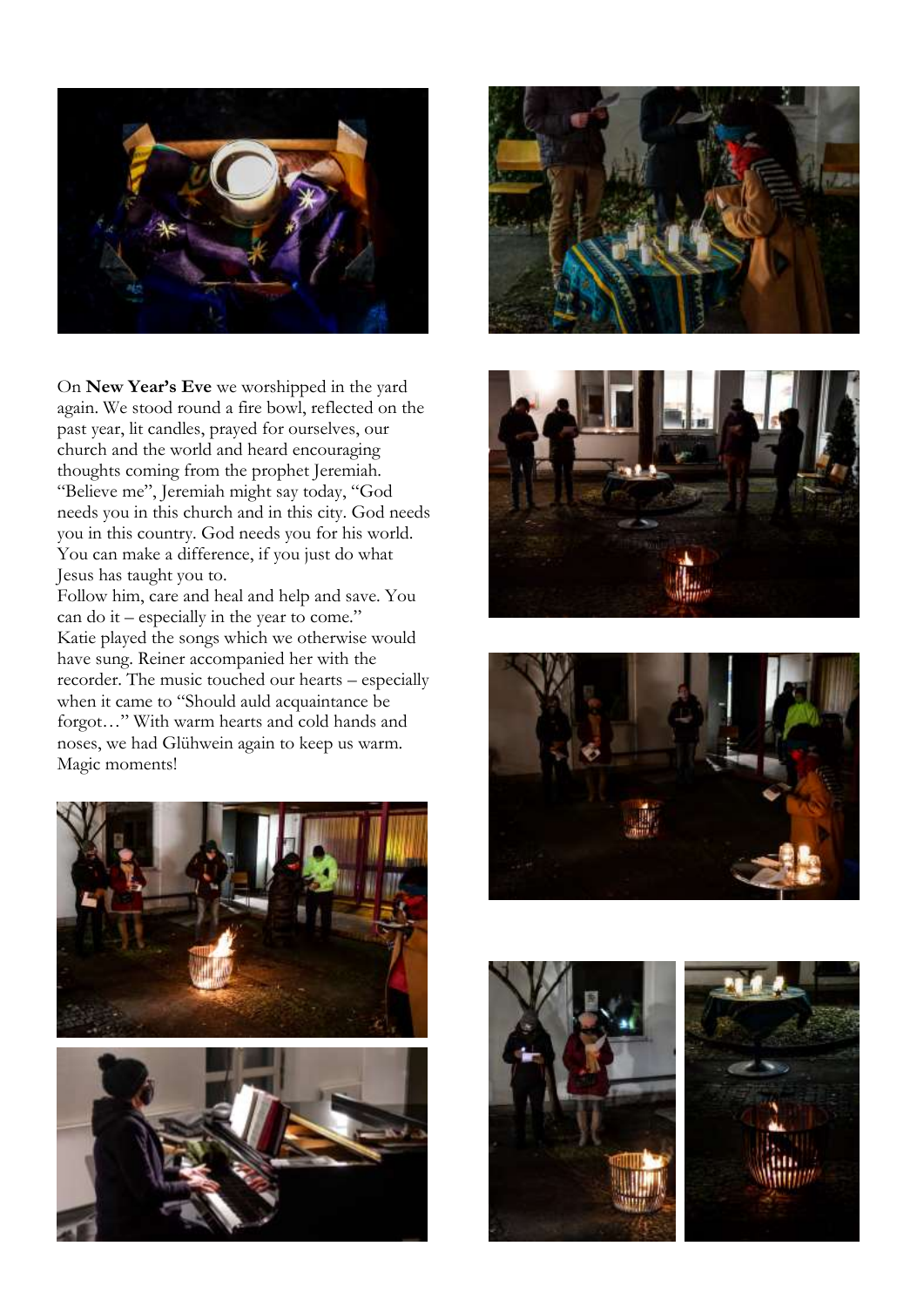On **New Year's Eve** we worshipped in the yard again. We stood round a fire bowl, reflected on the past year, lit candles, prayed for ourselves, our church and the world and heard encouraging thoughts coming from the prophet Jeremiah. "Believe me", Jeremiah might say today, "God needs you in this church and in this city. God needs you in this country. God needs you for his world. You can make a difference, if you just do what Jesus has taught you to.
Follow him, care and heal and help and save. You can do it – especially in the year to come."
Katie played the songs which we otherwise would have sung. Reiner accompanied her with the recorder. The music touched our hearts – especially when it came to "Should auld acquaintance be forgot…" With warm hearts and cold hands and noses, we had Glühwein again to keep us warm. Magic moments!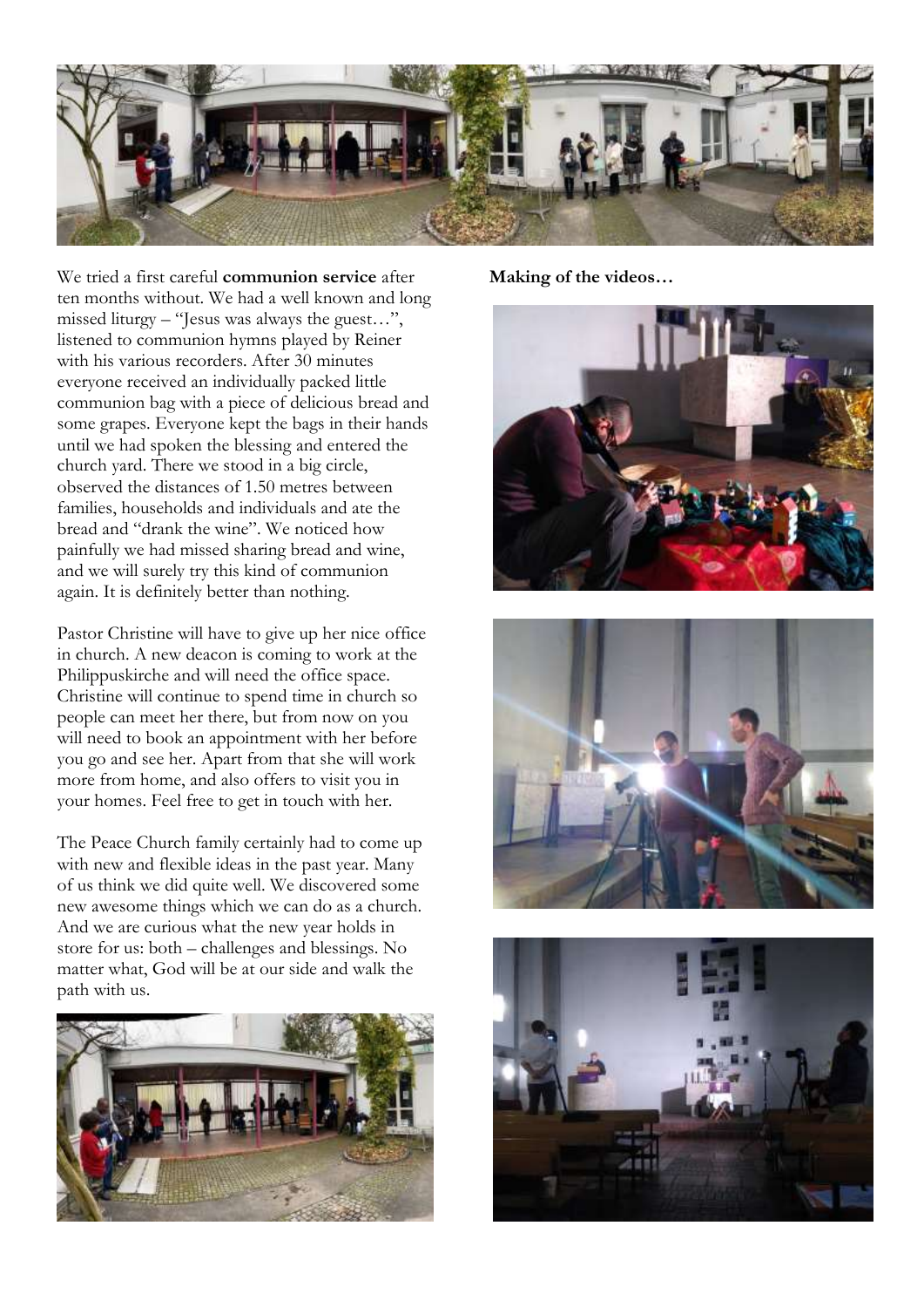We tried a first careful **communion service** after ten months without. We had a well known and long missed liturgy – "Jesus was always the guest…", listened to communion hymns played by Reiner with his various recorders. After 30 minutes everyone received an individually packed little communion bag with a piece of delicious bread and some grapes. Everyone kept the bags in their hands until we had spoken the blessing and entered the church yard. There we stood in a big circle, observed the distances of 1.50 metres between families, households and individuals and ate the bread and "drank the wine". We noticed how painfully we had missed sharing bread and wine, and we will surely try this kind of communion again. It is definitely better than nothing.

Pastor Christine will have to give up her nice office in church. A new deacon is coming to work at the Philippuskirche and will need the office space. Christine will continue to spend time in church so people can meet her there, but from now on you will need to book an appointment with her before you go and see her. Apart from that she will work more from home, and also offers to visit you in your homes. Feel free to get in touch with her.

The Peace Church family certainly had to come up with new and flexible ideas in the past year. Many of us think we did quite well. We discovered some new awesome things which we can do as a church. And we are curious what the new year holds in store for us: both – challenges and blessings. No matter what, God will be at our side and walk the path with us.

**Making of the videos…**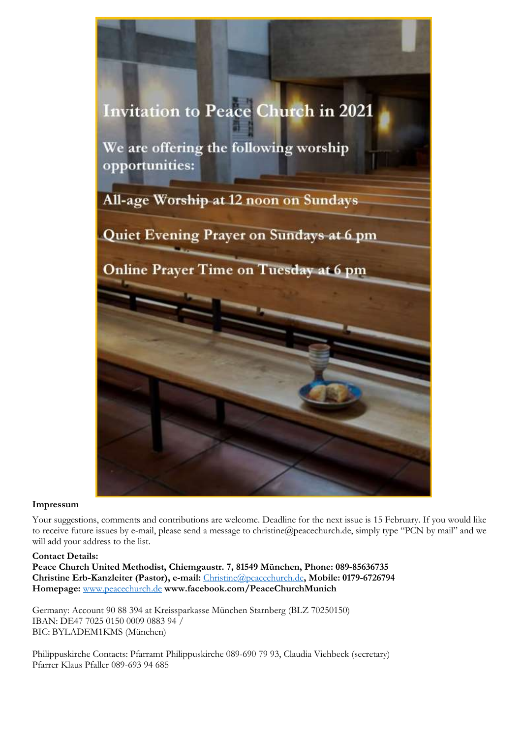Invitation to Peace Church in 2021

We are offering the following worship opportunities:

All-age Worship at 12 noon on Sundays

Quiet Evening Prayer on Sundays at 6 pm

Online Prayer Time on Tuesday at 6 pm

**Impressum**

Your suggestions, comments and contributions are welcome. Deadline for the next issue is 15 February. If you would like to receive future issues by e-mail, please send a message to christine@peacechurch.de, simply type "PCN by mail" and we will add your address to the list.

**Contact Details:**
**Peace Church United Methodist, Chiemgaustr. 7, 81549 München, Phone: 089-85636735**
**Christine Erb-Kanzleiter (Pastor), e-mail:** Christine@peacechurch.de**, Mobile: 0179-6726794**
**Homepage:** www.peacechurch.de **www.facebook.com/PeaceChurchMunich**

Germany: Account 90 88 394 at Kreissparkasse München Starnberg (BLZ 70250150)
IBAN: DE47 7025 0150 0009 0883 94 /
BIC: BYLADEM1KMS (München)

Philippuskirche Contacts: Pfarramt Philippuskirche 089-690 79 93, Claudia Viehbeck (secretary)
Pfarrer Klaus Pfaller 089-693 94 685